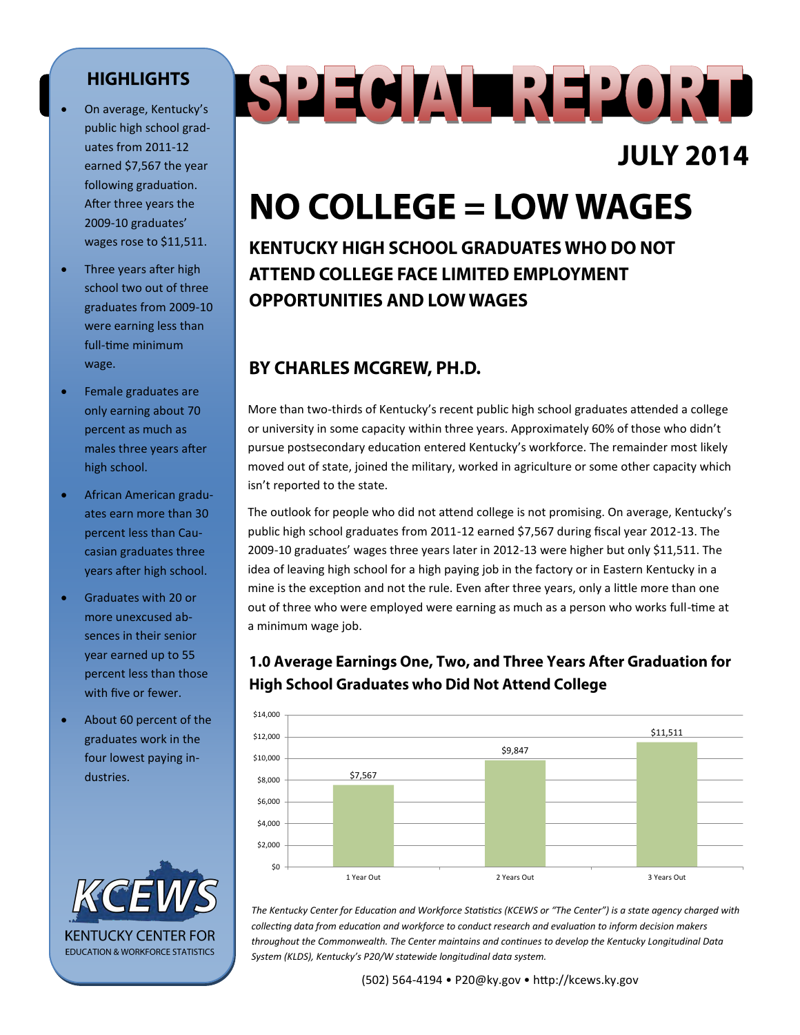# SPECIAL REPORT

## JULY 2014

# NO COLLEGE = LOW WAGES

### KENTUCKY HIGH SCHOOL GRADUATES WHO DO NOT ATTEND COLLEGE FACE LIMITED EMPLOYMENT OPPORTUNITIES AND LOW WAGES

### BY CHARLES MCGREW, PH.D.

More than two-thirds of Kentucky's recent public high school graduates attended a college or university in some capacity within three years. Approximately 60% of those who didn't pursue postsecondary education entered Kentucky's workforce. The remainder most likely moved out of state, joined the military, worked in agriculture or some other capacity which isn't reported to the state.

The outlook for people who did not attend college is not promising. On average, Kentucky's public high school graduates from 2011-12 earned $7,567 during fiscal year 2012-13. The 2009-10 graduates' wages three years later in 2012-13 were higher but only $11,511. The idea of leaving high school for a high paying job in the factory or in Eastern Kentucky in a mine is the exception and not the rule. Even after three years, only a little more than one out of three who were employed were earning as much as a person who works full-time at a minimum wage job.

### 1.0 Average Earnings One, Two, and Three Years After Graduation for High School Graduates who Did Not Attend College

| | Average Earnings |
|---|---|
| 1 Year Out | $7,567 |
| 2 Years Out | $9,847 |
| 3 Years Out | $11,511 |

*The Kentucky Center for Education and Workforce Statistics (KCEWS or "The Center") is a state agency charged with collecting data from education and workforce to conduct research and evaluation to inform decision makers throughout the Commonwealth. The Center maintains and continues to develop the Kentucky Longitudinal Data System (KLDS), Kentucky's P20/W statewide longitudinal data system.*

(502) 564-4194 • P20@ky.gov • http://kcews.ky.gov

## HIGHLIGHTS

- On average, Kentucky's public high school graduates from 2011-12 earned $7,567 the year following graduation. After three years the 2009-10 graduates' wages rose to $11,511.
- Three years after high school two out of three graduates from 2009-10 were earning less than full-time minimum wage.
- Female graduates are only earning about 70 percent as much as males three years after high school.
- African American graduates earn more than 30 percent less than Caucasian graduates three years after high school.
- Graduates with 20 or more unexcused absences in their senior year earned up to 55 percent less than those with five or fewer.
- About 60 percent of the graduates work in the four lowest paying industries.

KCEWS
KENTUCKY CENTER FOR EDUCATION & WORKFORCE STATISTICS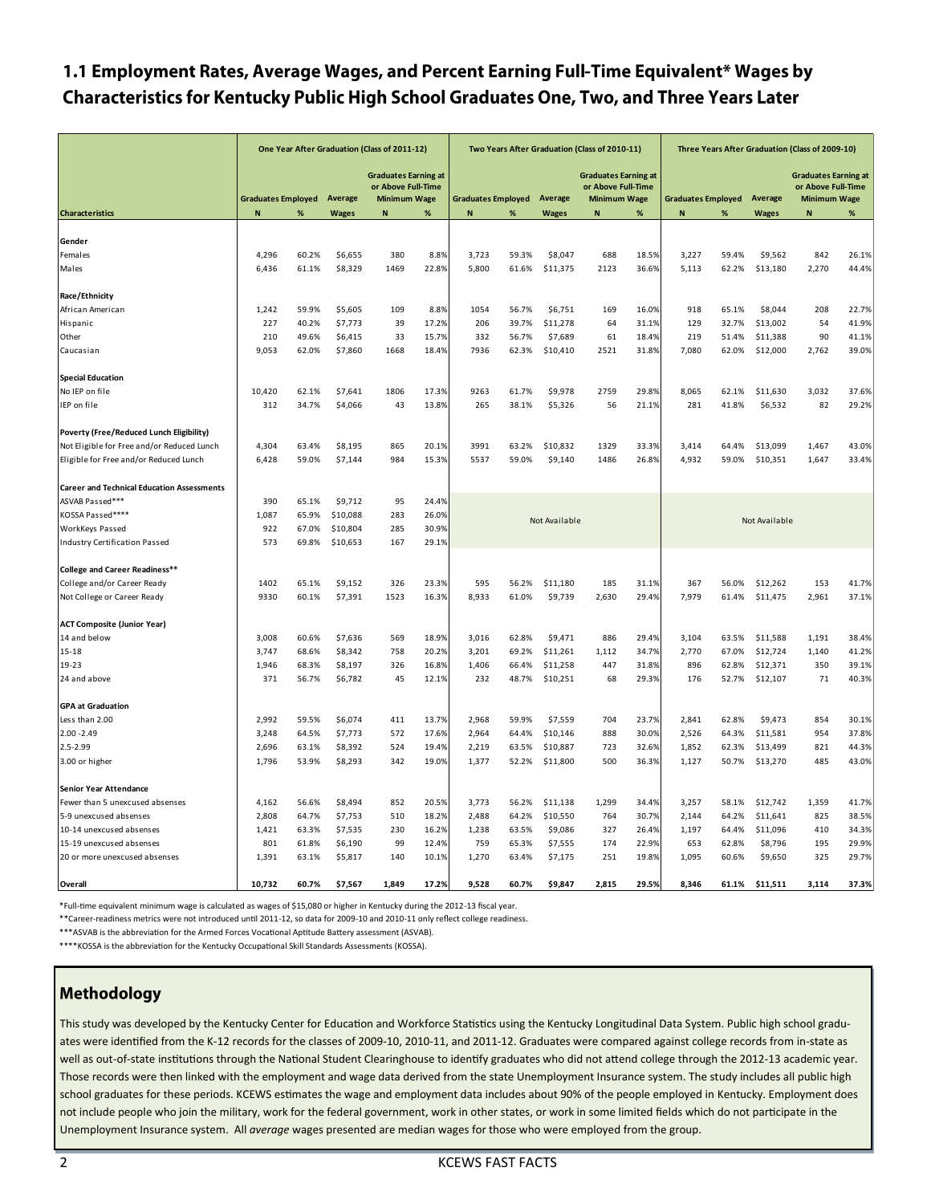## 1.1 Employment Rates, Average Wages, and Percent Earning Full-Time Equivalent* Wages by Characteristics for Kentucky Public High School Graduates One, Two, and Three Years Later

| | One Year After Graduation (Class of 2011-12) | | | | | Two Years After Graduation (Class of 2010-11) | | | | | Three Years After Graduation (Class of 2009-10) | | | | |
|---|---|---|---|---|---|---|---|---|---|---|---|---|---|---|---|
| | Graduates Employed | | Average | Graduates Earning at or Above Full-Time Minimum Wage | | Graduates Employed | | Average | Graduates Earning at or Above Full-Time Minimum Wage | | Graduates Employed | | Average | Graduates Earning at or Above Full-Time Minimum Wage | |
| **Characteristics** | **N** | **%** | **Wages** | **N** | **%** | **N** | **%** | **Wages** | **N** | **%** | **N** | **%** | **Wages** | **N** | **%** |
| **Gender** | | | | | | | | | | | | | | | |
| Females | 4,296 | 60.2% | $6,655 | 380 | 8.8% | 3,723 | 59.3% | $8,047 | 688 | 18.5% | 3,227 | 59.4% | $9,562 | 842 | 26.1% |
| Males | 6,436 | 61.1% | $8,329 | 1469 | 22.8% | 5,800 | 61.6% | $11,375 | 2123 | 36.6% | 5,113 | 62.2% | $13,180 | 2,270 | 44.4% |
| **Race/Ethnicity** | | | | | | | | | | | | | | | |
| African American | 1,242 | 59.9% | $5,605 | 109 | 8.8% | 1054 | 56.7% | $6,751 | 169 | 16.0% | 918 | 65.1% | $8,044 | 208 | 22.7% |
| Hispanic | 227 | 40.2% | $7,773 | 39 | 17.2% | 206 | 39.7% | $11,278 | 64 | 31.1% | 129 | 32.7% | $13,002 | 54 | 41.9% |
| Other | 210 | 49.6% | $6,415 | 33 | 15.7% | 332 | 56.7% | $7,689 | 61 | 18.4% | 219 | 51.4% | $11,388 | 90 | 41.1% |
| Caucasian | 9,053 | 62.0% | $7,860 | 1668 | 18.4% | 7936 | 62.3% | $10,410 | 2521 | 31.8% | 7,080 | 62.0% | $12,000 | 2,762 | 39.0% |
| **Special Education** | | | | | | | | | | | | | | | |
| No IEP on file | 10,420 | 62.1% | $7,641 | 1806 | 17.3% | 9263 | 61.7% | $9,978 | 2759 | 29.8% | 8,065 | 62.1% | $11,630 | 3,032 | 37.6% |
| IEP on file | 312 | 34.7% | $4,066 | 43 | 13.8% | 265 | 38.1% | $5,326 | 56 | 21.1% | 281 | 41.8% | $6,532 | 82 | 29.2% |
| **Poverty (Free/Reduced Lunch Eligibility)** | | | | | | | | | | | | | | | |
| Not Eligible for Free and/or Reduced Lunch | 4,304 | 63.4% | $8,195 | 865 | 20.1% | 3991 | 63.2% | $10,832 | 1329 | 33.3% | 3,414 | 64.4% | $13,099 | 1,467 | 43.0% |
| Eligible for Free and/or Reduced Lunch | 6,428 | 59.0% | $7,144 | 984 | 15.3% | 5537 | 59.0% | $9,140 | 1486 | 26.8% | 4,932 | 59.0% | $10,351 | 1,647 | 33.4% |
| **Career and Technical Education Assessments** | | | | | | | | | | | | | | | |
| ASVAB Passed*** | 390 | 65.1% | $9,712 | 95 | 24.4% | Not Available | | | | | Not Available | | | | |
| KOSSA Passed**** | 1,087 | 65.9% | $10,088 | 283 | 26.0% | | | | | | | | | | |
| WorkKeys Passed | 922 | 67.0% | $10,804 | 285 | 30.9% | | | | | | | | | | |
| Industry Certification Passed | 573 | 69.8% | $10,653 | 167 | 29.1% | | | | | | | | | | |
| **College and Career Readiness**** | | | | | | | | | | | | | | | |
| College and/or Career Ready | 1402 | 65.1% | $9,152 | 326 | 23.3% | 595 | 56.2% | $11,180 | 185 | 31.1% | 367 | 56.0% | $12,262 | 153 | 41.7% |
| Not College or Career Ready | 9330 | 60.1% | $7,391 | 1523 | 16.3% | 8,933 | 61.0% | $9,739 | 2,630 | 29.4% | 7,979 | 61.4% | $11,475 | 2,961 | 37.1% |
| **ACT Composite (Junior Year)** | | | | | | | | | | | | | | | |
| 14 and below | 3,008 | 60.6% | $7,636 | 569 | 18.9% | 3,016 | 62.8% | $9,471 | 886 | 29.4% | 3,104 | 63.5% | $11,588 | 1,191 | 38.4% |
| 15-18 | 3,747 | 68.6% | $8,342 | 758 | 20.2% | 3,201 | 69.2% | $11,261 | 1,112 | 34.7% | 2,770 | 67.0% | $12,724 | 1,140 | 41.2% |
| 19-23 | 1,946 | 68.3% | $8,197 | 326 | 16.8% | 1,406 | 66.4% | $11,258 | 447 | 31.8% | 896 | 62.8% | $12,371 | 350 | 39.1% |
| 24 and above | 371 | 56.7% | $6,782 | 45 | 12.1% | 232 | 48.7% | $10,251 | 68 | 29.3% | 176 | 52.7% | $12,107 | 71 | 40.3% |
| **GPA at Graduation** | | | | | | | | | | | | | | | |
| Less than 2.00 | 2,992 | 59.5% | $6,074 | 411 | 13.7% | 2,968 | 59.9% | $7,559 | 704 | 23.7% | 2,841 | 62.8% | $9,473 | 854 | 30.1% |
| 2.00 -2.49 | 3,248 | 64.5% | $7,773 | 572 | 17.6% | 2,964 | 64.4% | $10,146 | 888 | 30.0% | 2,526 | 64.3% | $11,581 | 954 | 37.8% |
| 2.5-2.99 | 2,696 | 63.1% | $8,392 | 524 | 19.4% | 2,219 | 63.5% | $10,887 | 723 | 32.6% | 1,852 | 62.3% | $13,499 | 821 | 44.3% |
| 3.00 or higher | 1,796 | 53.9% | $8,293 | 342 | 19.0% | 1,377 | 52.2% | $11,800 | 500 | 36.3% | 1,127 | 50.7% | $13,270 | 485 | 43.0% |
| **Senior Year Attendance** | | | | | | | | | | | | | | | |
| Fewer than 5 unexcused absenses | 4,162 | 56.6% | $8,494 | 852 | 20.5% | 3,773 | 56.2% | $11,138 | 1,299 | 34.4% | 3,257 | 58.1% | $12,742 | 1,359 | 41.7% |
| 5-9 unexcused absenses | 2,808 | 64.7% | $7,753 | 510 | 18.2% | 2,488 | 64.2% | $10,550 | 764 | 30.7% | 2,144 | 64.2% | $11,641 | 825 | 38.5% |
| 10-14 unexcused absenses | 1,421 | 63.3% | $7,535 | 230 | 16.2% | 1,238 | 63.5% | $9,086 | 327 | 26.4% | 1,197 | 64.4% | $11,096 | 410 | 34.3% |
| 15-19 unexcused absenses | 801 | 61.8% | $6,190 | 99 | 12.4% | 759 | 65.3% | $7,555 | 174 | 22.9% | 653 | 62.8% | $8,796 | 195 | 29.9% |
| 20 or more unexcused absenses | 1,391 | 63.1% | $5,817 | 140 | 10.1% | 1,270 | 63.4% | $7,175 | 251 | 19.8% | 1,095 | 60.6% | $9,650 | 325 | 29.7% |
| **Overall** | **10,732** | **60.7%** | **$7,567** | **1,849** | **17.2%** | **9,528** | **60.7%** | **$9,847** | **2,815** | **29.5%** | **8,346** | **61.1%** | **$11,511** | **3,114** | **37.3%** |

*Full-time equivalent minimum wage is calculated as wages of $15,080 or higher in Kentucky during the 2012-13 fiscal year.

**Career-readiness metrics were not introduced until 2011-12, so data for 2009-10 and 2010-11 only reflect college readiness.

***ASVAB is the abbreviation for the Armed Forces Vocational Aptitude Battery assessment (ASVAB).

****KOSSA is the abbreviation for the Kentucky Occupational Skill Standards Assessments (KOSSA).

## Methodology

This study was developed by the Kentucky Center for Education and Workforce Statistics using the Kentucky Longitudinal Data System. Public high school graduates were identified from the K-12 records for the classes of 2009-10, 2010-11, and 2011-12. Graduates were compared against college records from in-state as well as out-of-state institutions through the National Student Clearinghouse to identify graduates who did not attend college through the 2012-13 academic year. Those records were then linked with the employment and wage data derived from the state Unemployment Insurance system. The study includes all public high school graduates for these periods. KCEWS estimates the wage and employment data includes about 90% of the people employed in Kentucky. Employment does not include people who join the military, work for the federal government, work in other states, or work in some limited fields which do not participate in the Unemployment Insurance system. All *average* wages presented are median wages for those who were employed from the group.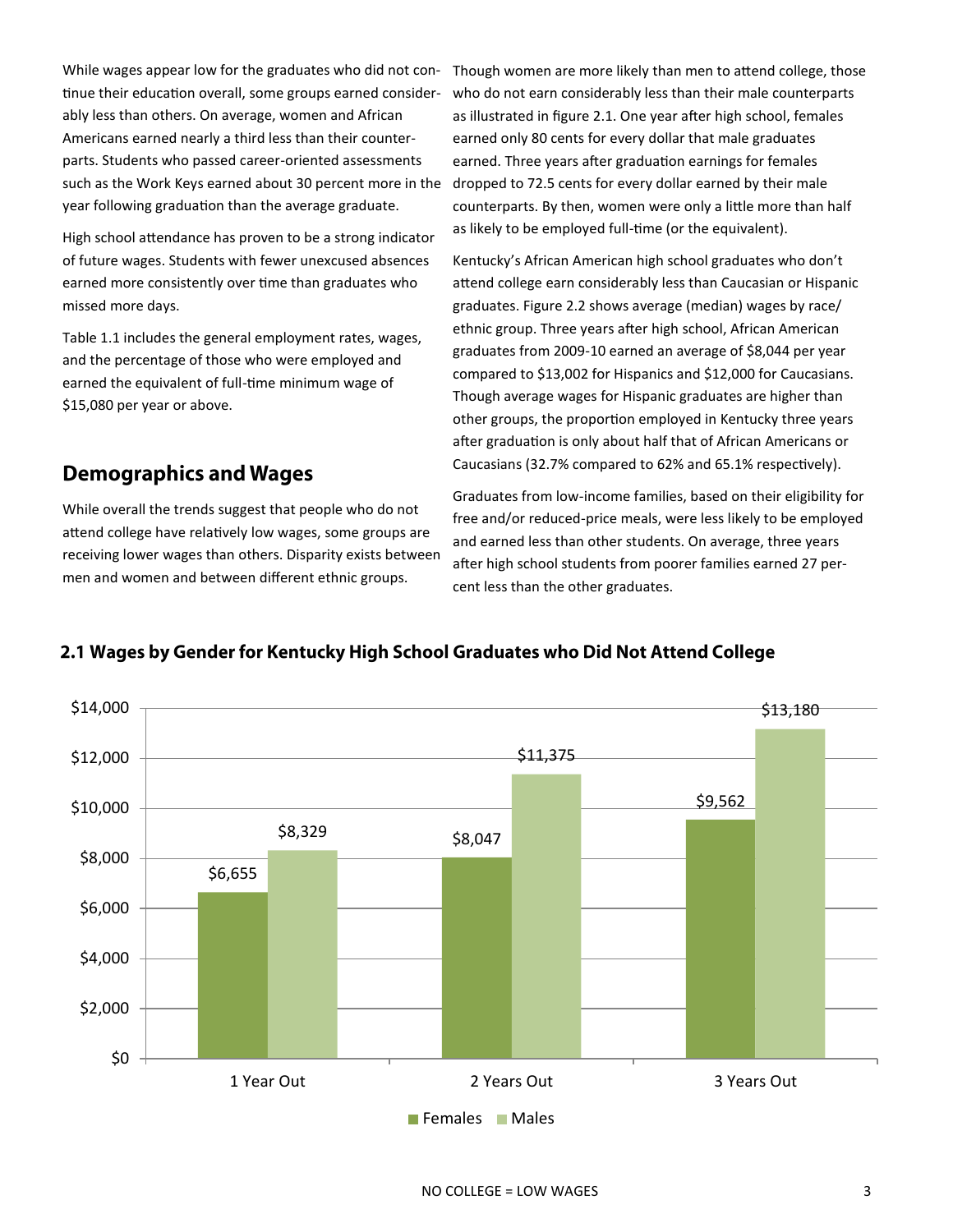While wages appear low for the graduates who did not continue their education overall, some groups earned considerably less than others. On average, women and African Americans earned nearly a third less than their counterparts. Students who passed career-oriented assessments such as the Work Keys earned about 30 percent more in the year following graduation than the average graduate.

High school attendance has proven to be a strong indicator of future wages. Students with fewer unexcused absences earned more consistently over time than graduates who missed more days.

Table 1.1 includes the general employment rates, wages, and the percentage of those who were employed and earned the equivalent of full-time minimum wage of $15,080 per year or above.

## Demographics and Wages

While overall the trends suggest that people who do not attend college have relatively low wages, some groups are receiving lower wages than others. Disparity exists between men and women and between different ethnic groups.

Though women are more likely than men to attend college, those who do not earn considerably less than their male counterparts as illustrated in figure 2.1. One year after high school, females earned only 80 cents for every dollar that male graduates earned. Three years after graduation earnings for females dropped to 72.5 cents for every dollar earned by their male counterparts. By then, women were only a little more than half as likely to be employed full-time (or the equivalent).

Kentucky's African American high school graduates who don't attend college earn considerably less than Caucasian or Hispanic graduates. Figure 2.2 shows average (median) wages by race/ethnic group. Three years after high school, African American graduates from 2009-10 earned an average of $8,044 per year compared to $13,002 for Hispanics and $12,000 for Caucasians. Though average wages for Hispanic graduates are higher than other groups, the proportion employed in Kentucky three years after graduation is only about half that of African Americans or Caucasians (32.7% compared to 62% and 65.1% respectively).

Graduates from low-income families, based on their eligibility for free and/or reduced-price meals, were less likely to be employed and earned less than other students. On average, three years after high school students from poorer families earned 27 percent less than the other graduates.

### 2.1 Wages by Gender for Kentucky High School Graduates who Did Not Attend College

| | Females | Males |
|---|---|---|
| 1 Year Out | $6,655 | $8,329 |
| 2 Years Out | $8,047 | $11,375 |
| 3 Years Out | $9,562 | $13,180 |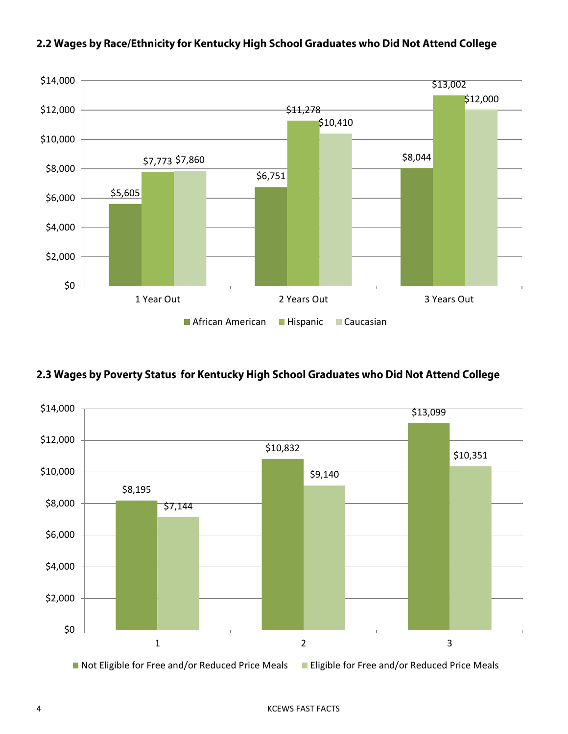**2.2 Wages by Race/Ethnicity for Kentucky High School Graduates who Did Not Attend College**

| | African American | Hispanic | Caucasian |
|---|---|---|---|
| 1 Year Out | $5,605 | $7,773 | $7,860 |
| 2 Years Out | $6,751 | $11,278 | $10,410 |
| 3 Years Out | $8,044 | $13,002 | $12,000 |

**2.3 Wages by Poverty Status for Kentucky High School Graduates who Did Not Attend College**

| | Not Eligible for Free and/or Reduced Price Meals | Eligible for Free and/or Reduced Price Meals |
|---|---|---|
| 1 | $8,195 | $7,144 |
| 2 | $10,832 | $9,140 |
| 3 | $13,099 | $10,351 |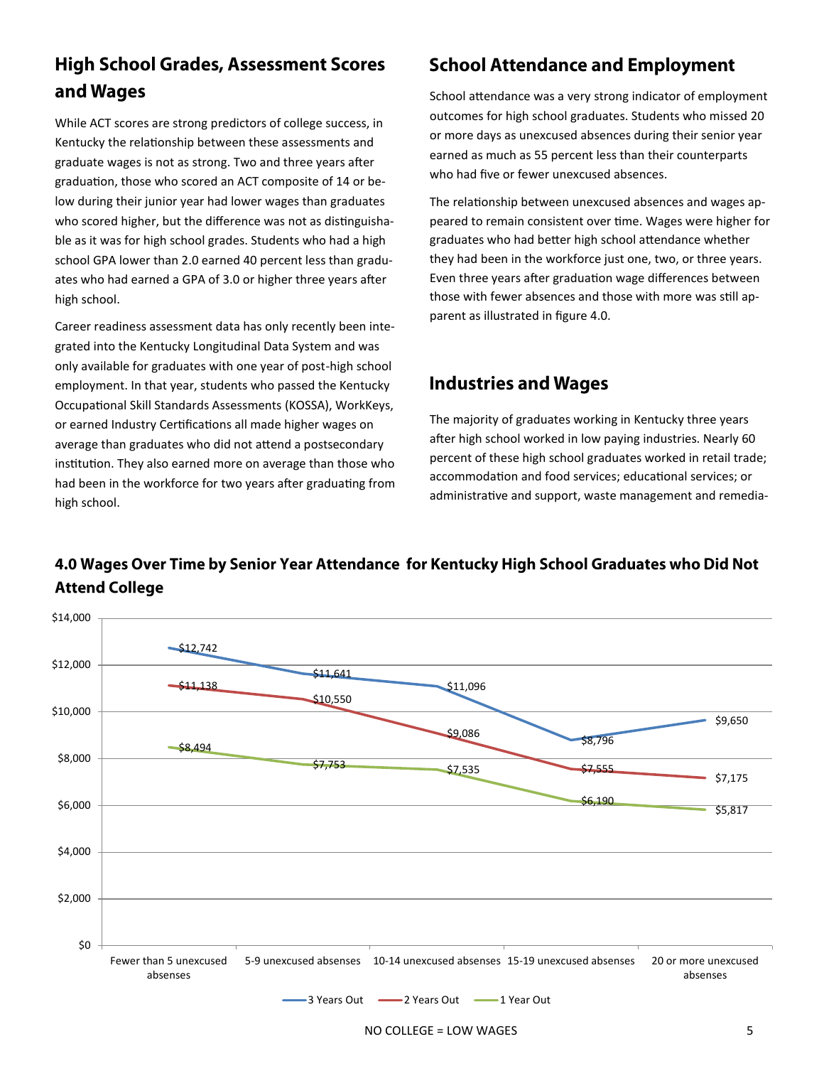## High School Grades, Assessment Scores and Wages

While ACT scores are strong predictors of college success, in Kentucky the relationship between these assessments and graduate wages is not as strong. Two and three years after graduation, those who scored an ACT composite of 14 or below during their junior year had lower wages than graduates who scored higher, but the difference was not as distinguishable as it was for high school grades. Students who had a high school GPA lower than 2.0 earned 40 percent less than graduates who had earned a GPA of 3.0 or higher three years after high school.

Career readiness assessment data has only recently been integrated into the Kentucky Longitudinal Data System and was only available for graduates with one year of post-high school employment. In that year, students who passed the Kentucky Occupational Skill Standards Assessments (KOSSA), WorkKeys, or earned Industry Certifications all made higher wages on average than graduates who did not attend a postsecondary institution. They also earned more on average than those who had been in the workforce for two years after graduating from high school.

## School Attendance and Employment

School attendance was a very strong indicator of employment outcomes for high school graduates. Students who missed 20 or more days as unexcused absences during their senior year earned as much as 55 percent less than their counterparts who had five or fewer unexcused absences.

The relationship between unexcused absences and wages appeared to remain consistent over time. Wages were higher for graduates who had better high school attendance whether they had been in the workforce just one, two, or three years. Even three years after graduation wage differences between those with fewer absences and those with more was still apparent as illustrated in figure 4.0.

## Industries and Wages

The majority of graduates working in Kentucky three years after high school worked in low paying industries. Nearly 60 percent of these high school graduates worked in retail trade; accommodation and food services; educational services; or administrative and support, waste management and remedia-

### 4.0 Wages Over Time by Senior Year Attendance for Kentucky High School Graduates who Did Not Attend College

| | Fewer than 5 unexcused absenses | 5-9 unexcused absenses | 10-14 unexcused absenses | 15-19 unexcused absenses | 20 or more unexcused absenses |
|---|---|---|---|---|---|
| 3 Years Out | $12,742 | $11,641 | $11,096 | $8,796 | $9,650 |
| 2 Years Out | $11,138 | $10,550 | $9,086 | $7,555 | $7,175 |
| 1 Year Out | $8,494 | $7,753 | $7,535 | $6,190 | $5,817 |

NO COLLEGE = LOW WAGES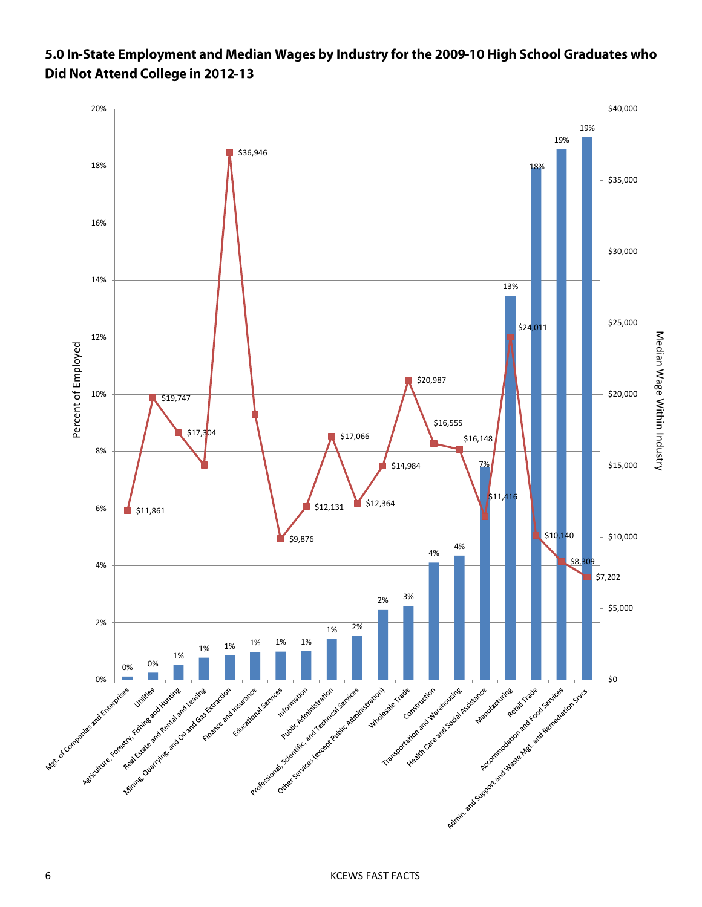## 5.0 In-State Employment and Median Wages by Industry for the 2009-10 High School Graduates who Did Not Attend College in 2012-13

| Industry | Percent of Employed | Median Wage Within Industry |
|---|---|---|
| Mgt. of Companies and Enterprises | 0% | $11,861 |
| Utilities | 0% | $19,747 |
| Agriculture, Forestry, Fishing and Hunting | 1% | $17,304 |
| Real Estate and Rental and Leasing | 1% | |
| Mining, Quarrying, and Oil and Gas Extraction | 1% | $36,946 |
| Finance and Insurance | 1% | |
| Educational Services | 1% | $9,876 |
| Information | 1% | $12,131 |
| Public Administration | 1% | $17,066 |
| Professional, Scientific, and Technical Services | 2% | $12,364 |
| Other Services (except Public Administration) | 2% | $14,984 |
| Wholesale Trade | 3% | $20,987 |
| Construction | 4% | $16,555 |
| Transportation and Warehousing | 4% | $16,148 |
| Health Care and Social Assistance | 7% | $11,416 |
| Manufacturing | 13% | $24,011 |
| Retail Trade | 18% | $10,140 |
| Accommodation and Food Services | 19% | $8,309 |
| Admin. and Support and Waste Mgt. and Remediation Srvcs. | 19% | $7,202 |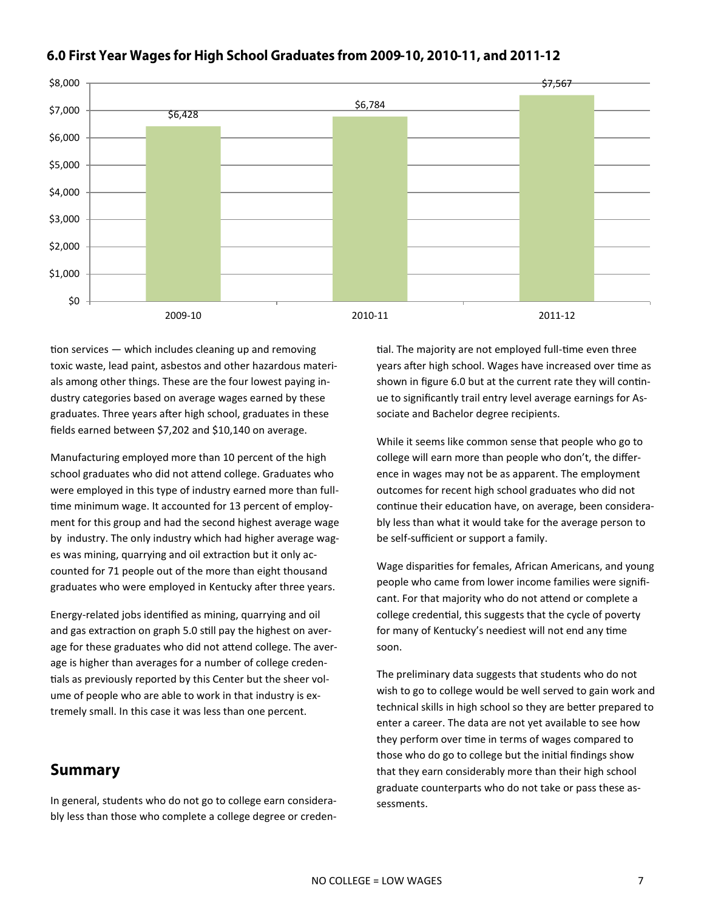## 6.0 First Year Wages for High School Graduates from 2009-10, 2010-11, and 2011-12

| Year | First Year Wages |
|---|---|
| 2009-10 | $6,428 |
| 2010-11 | $6,784 |
| 2011-12 | $7,567 |

tion services — which includes cleaning up and removing toxic waste, lead paint, asbestos and other hazardous materials among other things. These are the four lowest paying industry categories based on average wages earned by these graduates. Three years after high school, graduates in these fields earned between $7,202 and $10,140 on average.

Manufacturing employed more than 10 percent of the high school graduates who did not attend college. Graduates who were employed in this type of industry earned more than full-time minimum wage. It accounted for 13 percent of employment for this group and had the second highest average wage by industry. The only industry which had higher average wages was mining, quarrying and oil extraction but it only accounted for 71 people out of the more than eight thousand graduates who were employed in Kentucky after three years.

Energy-related jobs identified as mining, quarrying and oil and gas extraction on graph 5.0 still pay the highest on average for these graduates who did not attend college. The average is higher than averages for a number of college credentials as previously reported by this Center but the sheer volume of people who are able to work in that industry is extremely small. In this case it was less than one percent.

## Summary

In general, students who do not go to college earn considerably less than those who complete a college degree or credential. The majority are not employed full-time even three years after high school. Wages have increased over time as shown in figure 6.0 but at the current rate they will continue to significantly trail entry level average earnings for Associate and Bachelor degree recipients.

While it seems like common sense that people who go to college will earn more than people who don't, the difference in wages may not be as apparent. The employment outcomes for recent high school graduates who did not continue their education have, on average, been considerably less than what it would take for the average person to be self-sufficient or support a family.

Wage disparities for females, African Americans, and young people who came from lower income families were significant. For that majority who do not attend or complete a college credential, this suggests that the cycle of poverty for many of Kentucky's neediest will not end any time soon.

The preliminary data suggests that students who do not wish to go to college would be well served to gain work and technical skills in high school so they are better prepared to enter a career. The data are not yet available to see how they perform over time in terms of wages compared to those who do go to college but the initial findings show that they earn considerably more than their high school graduate counterparts who do not take or pass these assessments.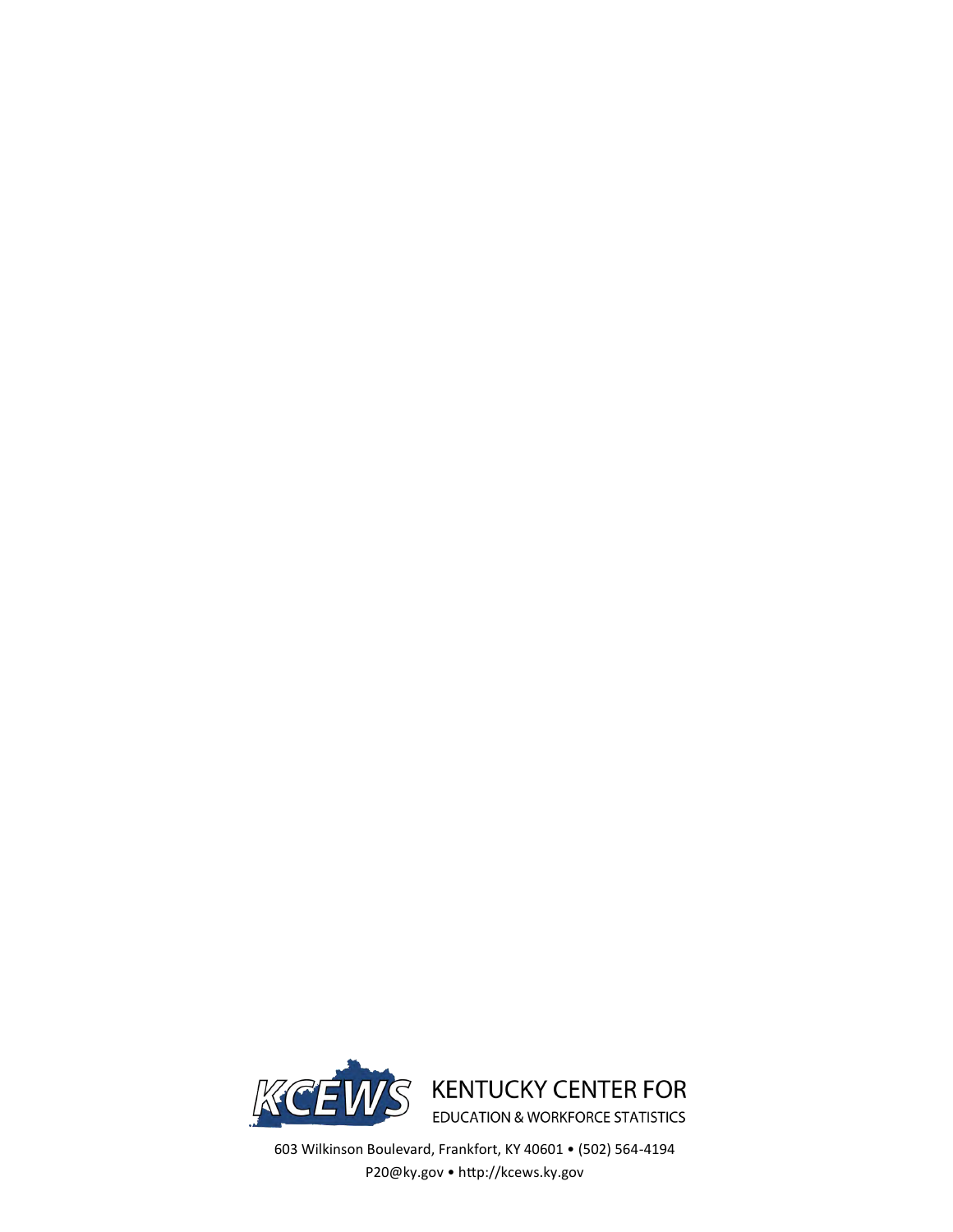KCEWS KENTUCKY CENTER FOR EDUCATION & WORKFORCE STATISTICS

603 Wilkinson Boulevard, Frankfort, KY 40601 • (502) 564-4194

P20@ky.gov • http://kcews.ky.gov